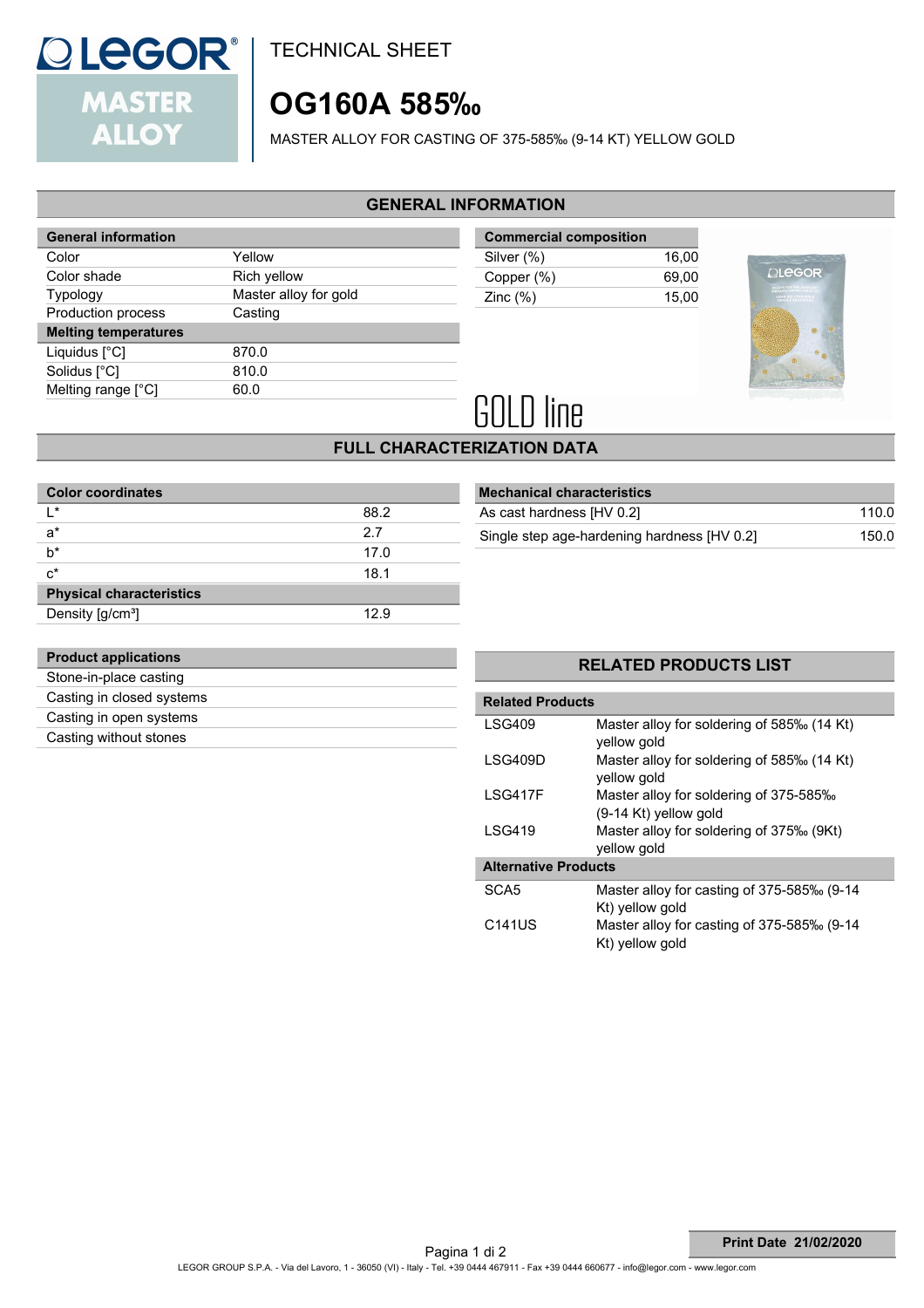LEGOR® MASTER ALLOY

TECHNICAL SHEET

# OG160A 585‰

MASTER ALLOY FOR CASTING OF 375-585‰ (9-14 KT) YELLOW GOLD

## GENERAL INFORMATION

| General information | |
|---|---|
| Color | Yellow |
| Color shade | Rich yellow |
| Typology | Master alloy for gold |
| Production process | Casting |
| **Melting temperatures** | |
| Liquidus [°C] | 870.0 |
| Solidus [°C] | 810.0 |
| Melting range [°C] | 60.0 |

| Commercial composition | |
|---|---|
| Silver (%) | 16,00 |
| Copper (%) | 69,00 |
| Zinc (%) | 15,00 |

GOLD line

## FULL CHARACTERIZATION DATA

| Color coordinates | |
|---|---|
| L* | 88.2 |
| a* | 2.7 |
| b* | 17.0 |
| c* | 18.1 |
| **Physical characteristics** | |
| Density [g/cm³] | 12.9 |

| Mechanical characteristics | |
|---|---|
| As cast hardness [HV 0.2] | 110.0 |
| Single step age-hardening hardness [HV 0.2] | 150.0 |

| Product applications |
|---|
| Stone-in-place casting |
| Casting in closed systems |
| Casting in open systems |
| Casting without stones |

## RELATED PRODUCTS LIST

| Related Products | |
|---|---|
| LSG409 | Master alloy for soldering of 585‰ (14 Kt) yellow gold |
| LSG409D | Master alloy for soldering of 585‰ (14 Kt) yellow gold |
| LSG417F | Master alloy for soldering of 375-585‰ (9-14 Kt) yellow gold |
| LSG419 | Master alloy for soldering of 375‰ (9Kt) yellow gold |
| **Alternative Products** | |
| SCA5 | Master alloy for casting of 375-585‰ (9-14 Kt) yellow gold |
| C141US | Master alloy for casting of 375-585‰ (9-14 Kt) yellow gold |

Print Date 21/02/2020

LEGOR GROUP S.P.A. - Via del Lavoro, 1 - 36050 (VI) - Italy - Tel. +39 0444 467911 - Fax +39 0444 660677 - info@legor.com - www.legor.com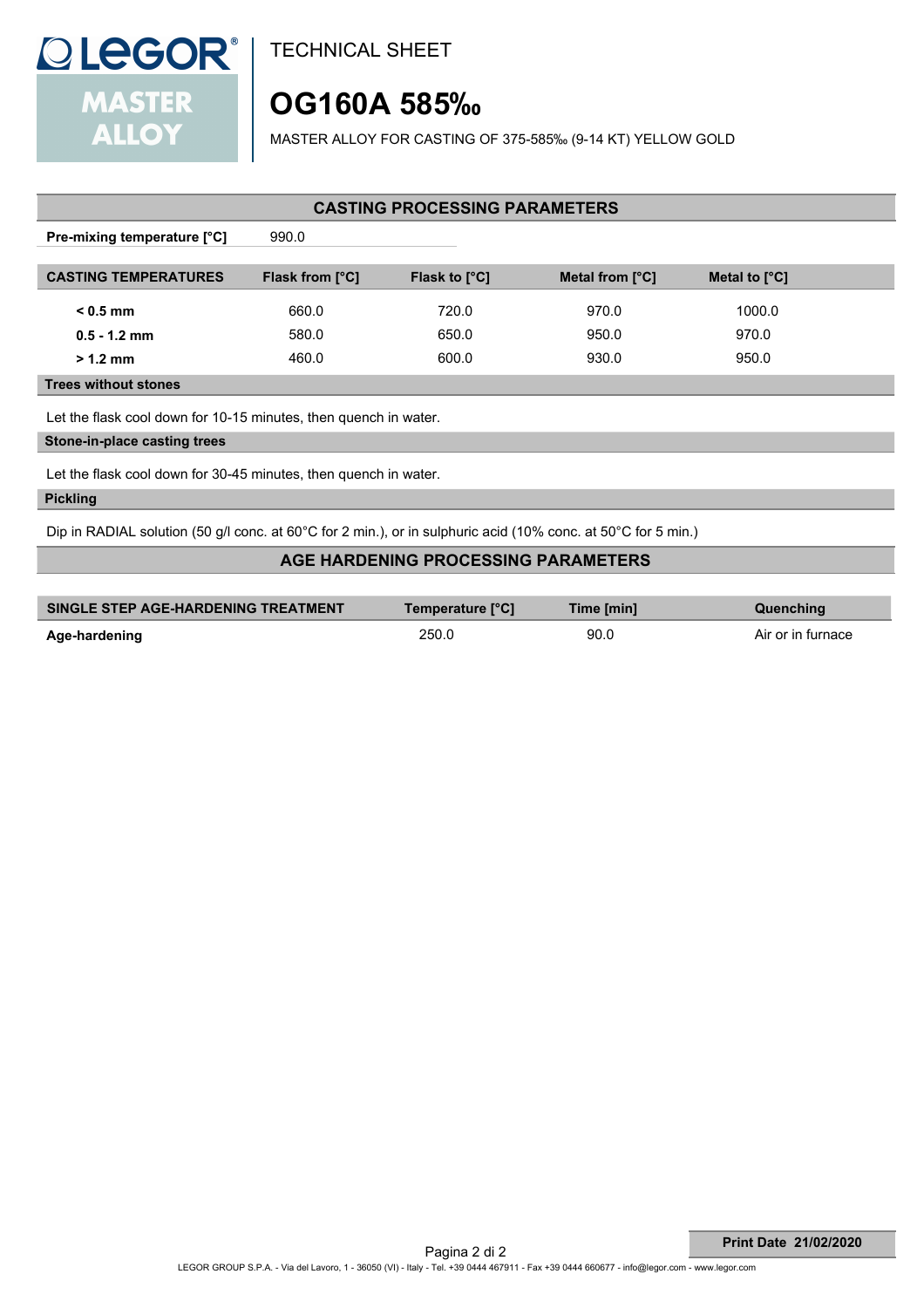TECHNICAL SHEET

# OG160A 585‰

MASTER ALLOY FOR CASTING OF 375-585‰ (9-14 KT) YELLOW GOLD

## CASTING PROCESSING PARAMETERS

**Pre-mixing temperature [°C]** 990.0

| CASTING TEMPERATURES | Flask from [°C] | Flask to [°C] | Metal from [°C] | Metal to [°C] |
|---|---|---|---|---|
| **< 0.5 mm** | 660.0 | 720.0 | 970.0 | 1000.0 |
| **0.5 - 1.2 mm** | 580.0 | 650.0 | 950.0 | 970.0 |
| **> 1.2 mm** | 460.0 | 600.0 | 930.0 | 950.0 |

**Trees without stones**

Let the flask cool down for 10-15 minutes, then quench in water.

**Stone-in-place casting trees**

Let the flask cool down for 30-45 minutes, then quench in water.

**Pickling**

Dip in RADIAL solution (50 g/l conc. at 60°C for 2 min.), or in sulphuric acid (10% conc. at 50°C for 5 min.)

## AGE HARDENING PROCESSING PARAMETERS

| SINGLE STEP AGE-HARDENING TREATMENT | Temperature [°C] | Time [min] | Quenching |
|---|---|---|---|
| **Age-hardening** | 250.0 | 90.0 | Air or in furnace |

**Print Date 21/02/2020**

LEGOR GROUP S.P.A. - Via del Lavoro, 1 - 36050 (VI) - Italy - Tel. +39 0444 467911 - Fax +39 0444 660677 - info@legor.com - www.legor.com